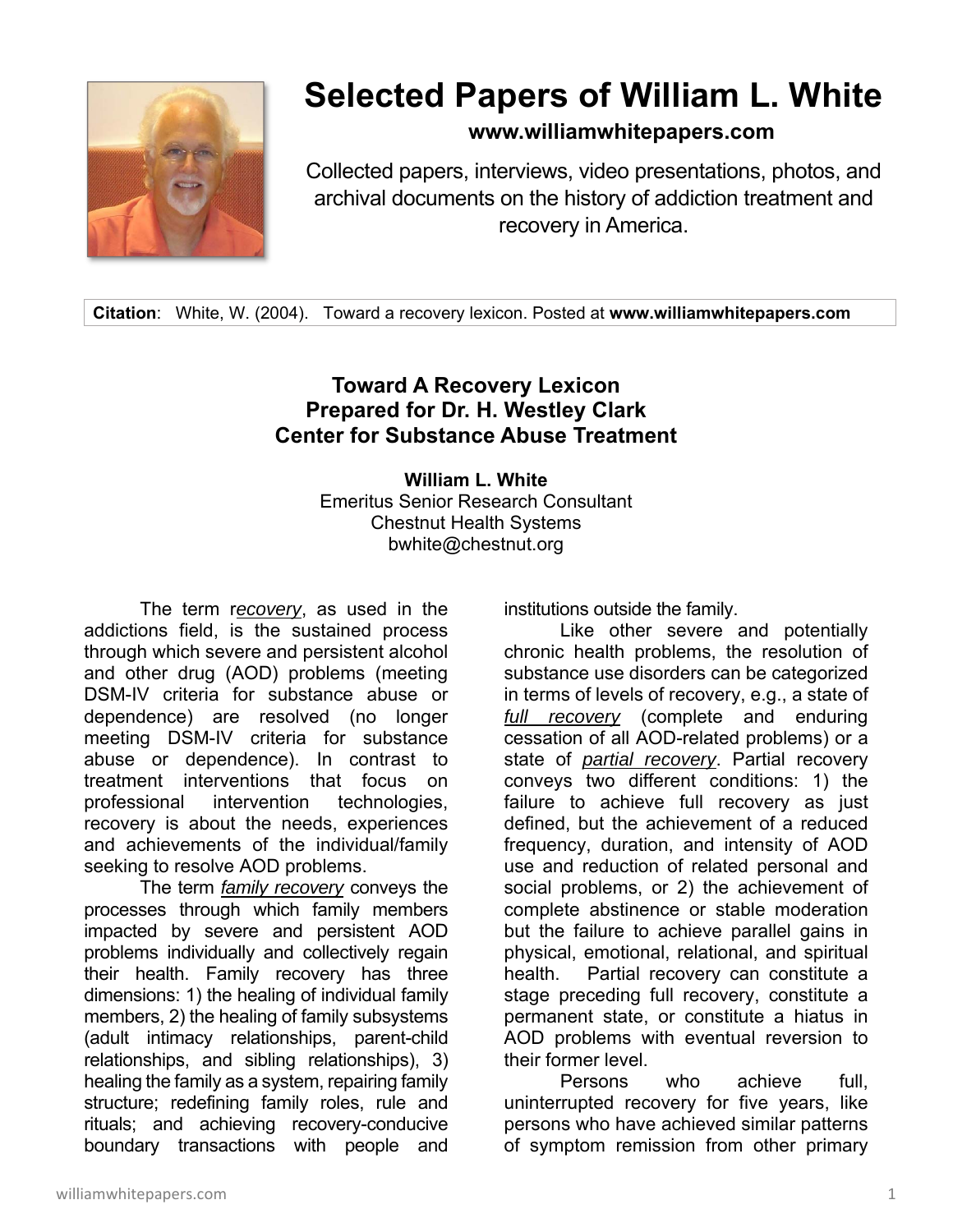# Selected Papers of William L. White

**www.williamwhitepapers.com**

Collected papers, interviews, video presentations, photos, and archival documents on the history of addiction treatment and recovery in America.

**Citation**: White, W. (2004). Toward a recovery lexicon. Posted at **www.williamwhitepapers.com**

## Toward A Recovery Lexicon
## Prepared for Dr. H. Westley Clark
## Center for Substance Abuse Treatment

**William L. White**
Emeritus Senior Research Consultant
Chestnut Health Systems
bwhite@chestnut.org

The term *recovery*, as used in the addictions field, is the sustained process through which severe and persistent alcohol and other drug (AOD) problems (meeting DSM-IV criteria for substance abuse or dependence) are resolved (no longer meeting DSM-IV criteria for substance abuse or dependence). In contrast to treatment interventions that focus on professional intervention technologies, recovery is about the needs, experiences and achievements of the individual/family seeking to resolve AOD problems.

The term *family recovery* conveys the processes through which family members impacted by severe and persistent AOD problems individually and collectively regain their health. Family recovery has three dimensions: 1) the healing of individual family members, 2) the healing of family subsystems (adult intimacy relationships, parent-child relationships, and sibling relationships), 3) healing the family as a system, repairing family structure; redefining family roles, rule and rituals; and achieving recovery-conducive boundary transactions with people and institutions outside the family.

Like other severe and potentially chronic health problems, the resolution of substance use disorders can be categorized in terms of levels of recovery, e.g., a state of *full recovery* (complete and enduring cessation of all AOD-related problems) or a state of *partial recovery*. Partial recovery conveys two different conditions: 1) the failure to achieve full recovery as just defined, but the achievement of a reduced frequency, duration, and intensity of AOD use and reduction of related personal and social problems, or 2) the achievement of complete abstinence or stable moderation but the failure to achieve parallel gains in physical, emotional, relational, and spiritual health. Partial recovery can constitute a stage preceding full recovery, constitute a permanent state, or constitute a hiatus in AOD problems with eventual reversion to their former level.

Persons who achieve full, uninterrupted recovery for five years, like persons who have achieved similar patterns of symptom remission from other primary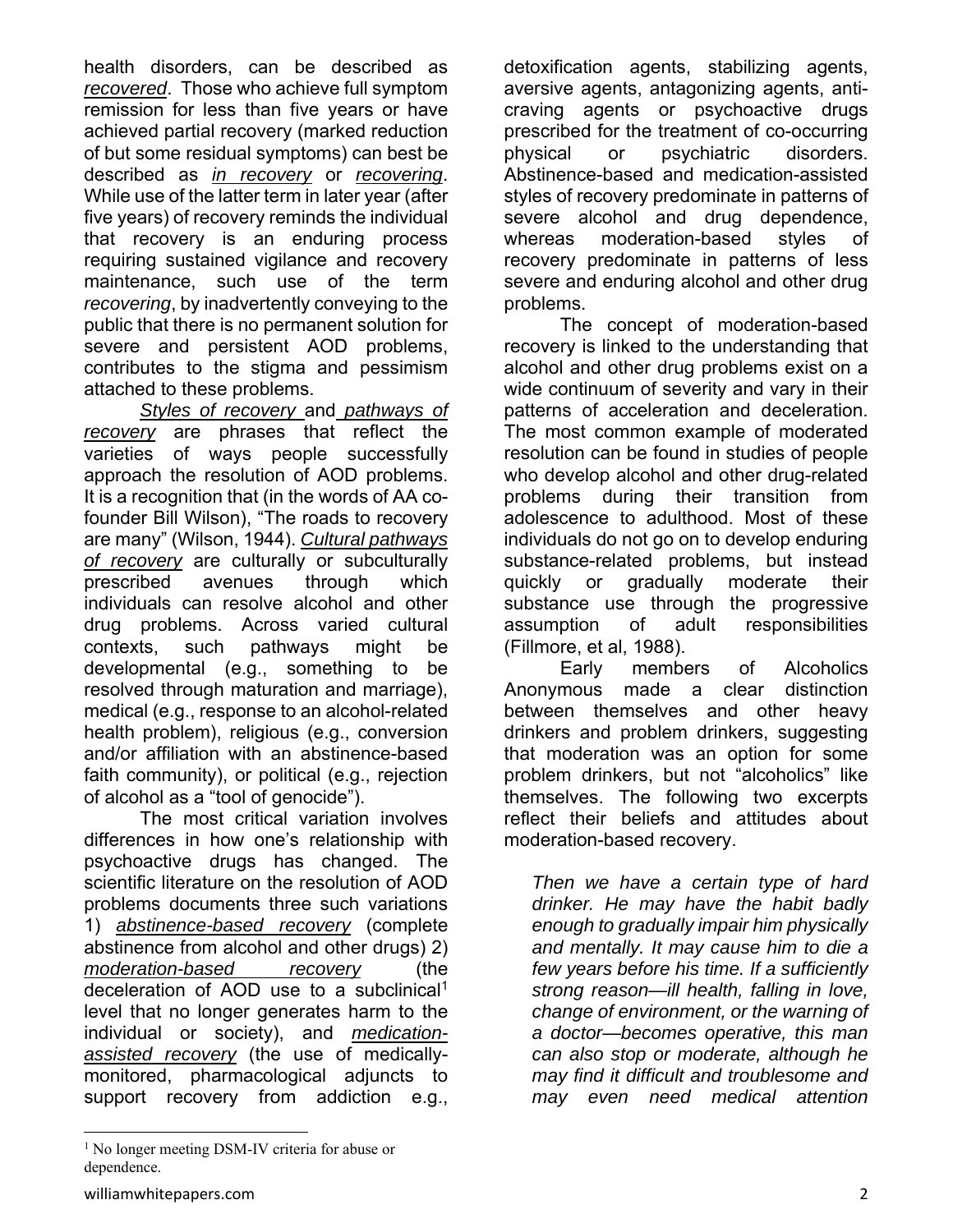health disorders, can be described as *recovered*. Those who achieve full symptom remission for less than five years or have achieved partial recovery (marked reduction of but some residual symptoms) can best be described as *in recovery* or *recovering*. While use of the latter term in later year (after five years) of recovery reminds the individual that recovery is an enduring process requiring sustained vigilance and recovery maintenance, such use of the term *recovering*, by inadvertently conveying to the public that there is no permanent solution for severe and persistent AOD problems, contributes to the stigma and pessimism attached to these problems.

*Styles of recovery* and *pathways of recovery* are phrases that reflect the varieties of ways people successfully approach the resolution of AOD problems. It is a recognition that (in the words of AA co-founder Bill Wilson), "The roads to recovery are many" (Wilson, 1944). *Cultural pathways of recovery* are culturally or subculturally prescribed avenues through which individuals can resolve alcohol and other drug problems. Across varied cultural contexts, such pathways might be developmental (e.g., something to be resolved through maturation and marriage), medical (e.g., response to an alcohol-related health problem), religious (e.g., conversion and/or affiliation with an abstinence-based faith community), or political (e.g., rejection of alcohol as a "tool of genocide").

The most critical variation involves differences in how one's relationship with psychoactive drugs has changed. The scientific literature on the resolution of AOD problems documents three such variations 1) *abstinence-based recovery* (complete abstinence from alcohol and other drugs) 2) *moderation-based recovery* (the deceleration of AOD use to a subclinical[1] level that no longer generates harm to the individual or society), and *medication-assisted recovery* (the use of medically-monitored, pharmacological adjuncts to support recovery from addiction e.g., detoxification agents, stabilizing agents, aversive agents, antagonizing agents, anti-craving agents or psychoactive drugs prescribed for the treatment of co-occurring physical or psychiatric disorders. Abstinence-based and medication-assisted styles of recovery predominate in patterns of severe alcohol and drug dependence, whereas moderation-based styles of recovery predominate in patterns of less severe and enduring alcohol and other drug problems.

The concept of moderation-based recovery is linked to the understanding that alcohol and other drug problems exist on a wide continuum of severity and vary in their patterns of acceleration and deceleration. The most common example of moderated resolution can be found in studies of people who develop alcohol and other drug-related problems during their transition from adolescence to adulthood. Most of these individuals do not go on to develop enduring substance-related problems, but instead quickly or gradually moderate their substance use through the progressive assumption of adult responsibilities (Fillmore, et al, 1988).

Early members of Alcoholics Anonymous made a clear distinction between themselves and other heavy drinkers and problem drinkers, suggesting that moderation was an option for some problem drinkers, but not "alcoholics" like themselves. The following two excerpts reflect their beliefs and attitudes about moderation-based recovery.

> *Then we have a certain type of hard drinker. He may have the habit badly enough to gradually impair him physically and mentally. It may cause him to die a few years before his time. If a sufficiently strong reason—ill health, falling in love, change of environment, or the warning of a doctor—becomes operative, this man can also stop or moderate, although he may find it difficult and troublesome and may even need medical attention*

[1] No longer meeting DSM-IV criteria for abuse or dependence.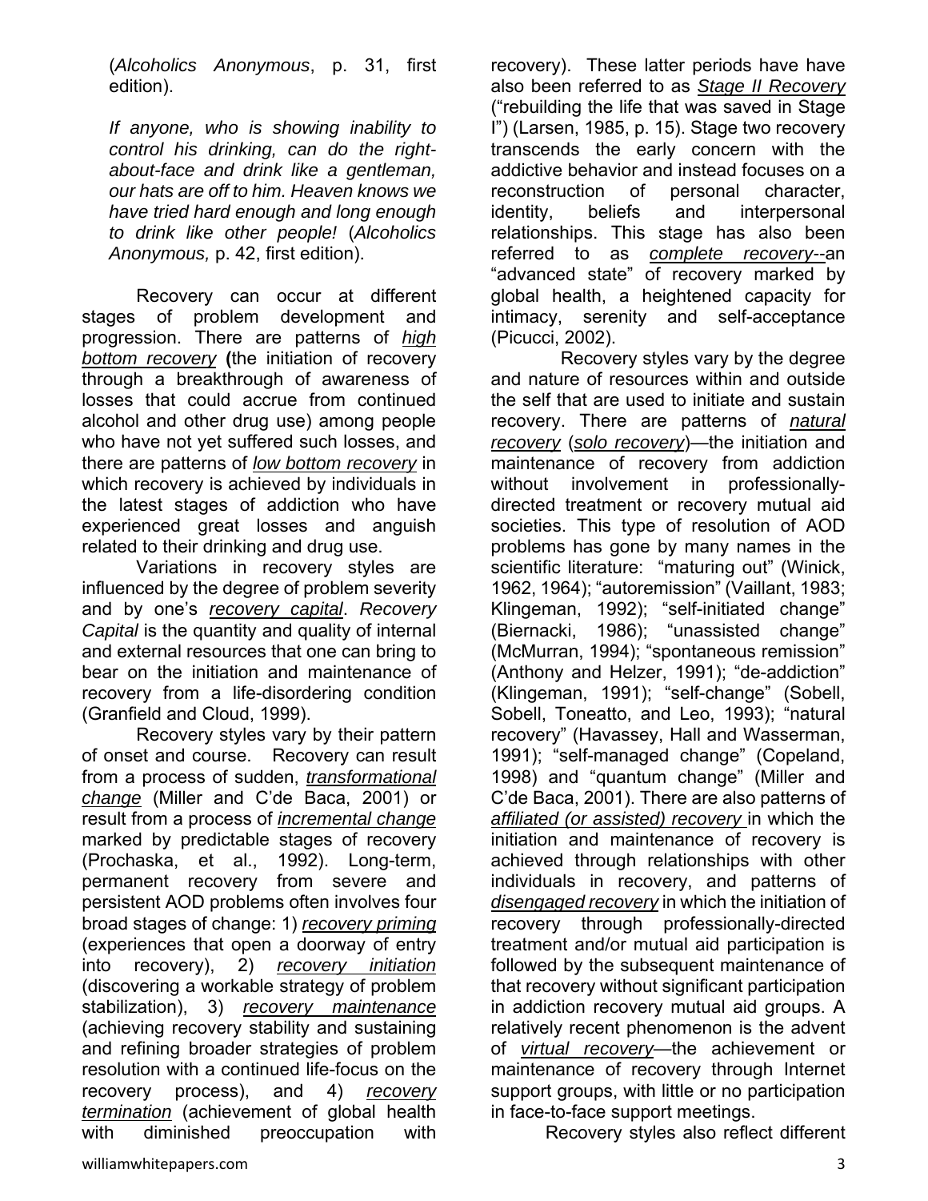(*Alcoholics Anonymous*, p. 31, first edition).

*If anyone, who is showing inability to control his drinking, can do the right-about-face and drink like a gentleman, our hats are off to him. Heaven knows we have tried hard enough and long enough to drink like other people!* (*Alcoholics Anonymous,* p. 42, first edition).

Recovery can occur at different stages of problem development and progression. There are patterns of *high bottom recovery* **(**the initiation of recovery through a breakthrough of awareness of losses that could accrue from continued alcohol and other drug use) among people who have not yet suffered such losses, and there are patterns of *low bottom recovery* in which recovery is achieved by individuals in the latest stages of addiction who have experienced great losses and anguish related to their drinking and drug use.

Variations in recovery styles are influenced by the degree of problem severity and by one's *recovery capital*. *Recovery Capital* is the quantity and quality of internal and external resources that one can bring to bear on the initiation and maintenance of recovery from a life-disordering condition (Granfield and Cloud, 1999).

Recovery styles vary by their pattern of onset and course. Recovery can result from a process of sudden, *transformational change* (Miller and C'de Baca, 2001) or result from a process of *incremental change* marked by predictable stages of recovery (Prochaska, et al., 1992). Long-term, permanent recovery from severe and persistent AOD problems often involves four broad stages of change: 1) *recovery priming* (experiences that open a doorway of entry into recovery), 2) *recovery initiation* (discovering a workable strategy of problem stabilization), 3) *recovery maintenance* (achieving recovery stability and sustaining and refining broader strategies of problem resolution with a continued life-focus on the recovery process), and 4) *recovery termination* (achievement of global health with diminished preoccupation with recovery). These latter periods have have also been referred to as *Stage II Recovery* ("rebuilding the life that was saved in Stage I") (Larsen, 1985, p. 15). Stage two recovery transcends the early concern with the addictive behavior and instead focuses on a reconstruction of personal character, identity, beliefs and interpersonal relationships. This stage has also been referred to as *complete recovery*--an "advanced state" of recovery marked by global health, a heightened capacity for intimacy, serenity and self-acceptance (Picucci, 2002).

Recovery styles vary by the degree and nature of resources within and outside the self that are used to initiate and sustain recovery. There are patterns of *natural recovery* (*solo recovery*)—the initiation and maintenance of recovery from addiction without involvement in professionally-directed treatment or recovery mutual aid societies. This type of resolution of AOD problems has gone by many names in the scientific literature: "maturing out" (Winick, 1962, 1964); "autoremission" (Vaillant, 1983; Klingeman, 1992); "self-initiated change" (Biernacki, 1986); "unassisted change" (McMurran, 1994); "spontaneous remission" (Anthony and Helzer, 1991); "de-addiction" (Klingeman, 1991); "self-change" (Sobell, Sobell, Toneatto, and Leo, 1993); "natural recovery" (Havassey, Hall and Wasserman, 1991); "self-managed change" (Copeland, 1998) and "quantum change" (Miller and C'de Baca, 2001). There are also patterns of *affiliated (or assisted) recovery* in which the initiation and maintenance of recovery is achieved through relationships with other individuals in recovery, and patterns of *disengaged recovery* in which the initiation of recovery through professionally-directed treatment and/or mutual aid participation is followed by the subsequent maintenance of that recovery without significant participation in addiction recovery mutual aid groups. A relatively recent phenomenon is the advent of *virtual recovery*—the achievement or maintenance of recovery through Internet support groups, with little or no participation in face-to-face support meetings.

Recovery styles also reflect different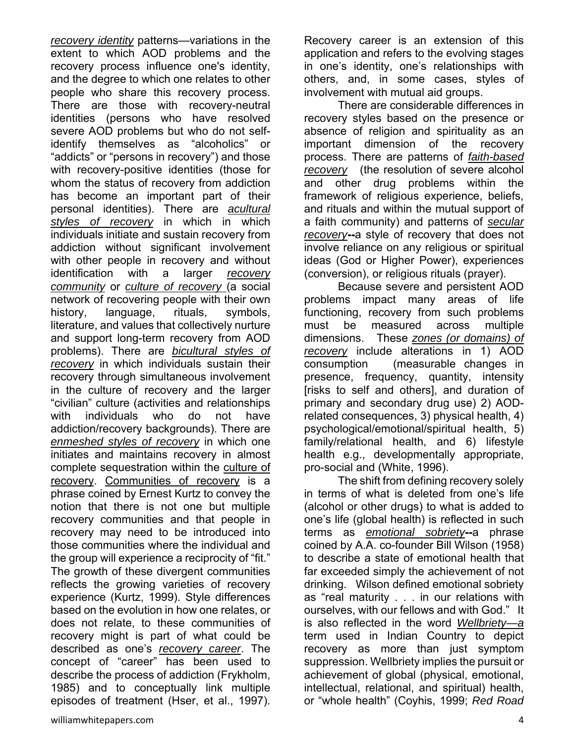*recovery identity* patterns—variations in the extent to which AOD problems and the recovery process influence one's identity, and the degree to which one relates to other people who share this recovery process. There are those with recovery-neutral identities (persons who have resolved severe AOD problems but who do not self-identify themselves as "alcoholics" or "addicts" or "persons in recovery") and those with recovery-positive identities (those for whom the status of recovery from addiction has become an important part of their personal identities). There are *acultural styles of recovery* in which in which individuals initiate and sustain recovery from addiction without significant involvement with other people in recovery and without identification with a larger *recovery community* or *culture of recovery* (a social network of recovering people with their own history, language, rituals, symbols, literature, and values that collectively nurture and support long-term recovery from AOD problems). There are *bicultural styles of recovery* in which individuals sustain their recovery through simultaneous involvement in the culture of recovery and the larger "civilian" culture (activities and relationships with individuals who do not have addiction/recovery backgrounds). There are *enmeshed styles of recovery* in which one initiates and maintains recovery in almost complete sequestration within the culture of recovery. Communities of recovery is a phrase coined by Ernest Kurtz to convey the notion that there is not one but multiple recovery communities and that people in recovery may need to be introduced into those communities where the individual and the group will experience a reciprocity of "fit." The growth of these divergent communities reflects the growing varieties of recovery experience (Kurtz, 1999). Style differences based on the evolution in how one relates, or does not relate, to these communities of recovery might is part of what could be described as one's *recovery career*. The concept of "career" has been used to describe the process of addiction (Frykholm, 1985) and to conceptually link multiple episodes of treatment (Hser, et al., 1997). Recovery career is an extension of this application and refers to the evolving stages in one's identity, one's relationships with others, and, in some cases, styles of involvement with mutual aid groups.

There are considerable differences in recovery styles based on the presence or absence of religion and spirituality as an important dimension of the recovery process. There are patterns of *faith-based recovery* (the resolution of severe alcohol and other drug problems within the framework of religious experience, beliefs, and rituals and within the mutual support of a faith community) and patterns of *secular recovery*--a style of recovery that does not involve reliance on any religious or spiritual ideas (God or Higher Power), experiences (conversion), or religious rituals (prayer).

Because severe and persistent AOD problems impact many areas of life functioning, recovery from such problems must be measured across multiple dimensions. These *zones (or domains) of recovery* include alterations in 1) AOD consumption (measurable changes in presence, frequency, quantity, intensity [risks to self and others], and duration of primary and secondary drug use) 2) AOD-related consequences, 3) physical health, 4) psychological/emotional/spiritual health, 5) family/relational health, and 6) lifestyle health e.g., developmentally appropriate, pro-social and (White, 1996).

The shift from defining recovery solely in terms of what is deleted from one's life (alcohol or other drugs) to what is added to one's life (global health) is reflected in such terms as *emotional sobriety*--a phrase coined by A.A. co-founder Bill Wilson (1958) to describe a state of emotional health that far exceeded simply the achievement of not drinking. Wilson defined emotional sobriety as "real maturity . . . in our relations with ourselves, with our fellows and with God." It is also reflected in the word *Wellbriety—a* term used in Indian Country to depict recovery as more than just symptom suppression. Wellbriety implies the pursuit or achievement of global (physical, emotional, intellectual, relational, and spiritual) health, or "whole health" (Coyhis, 1999; *Red Road*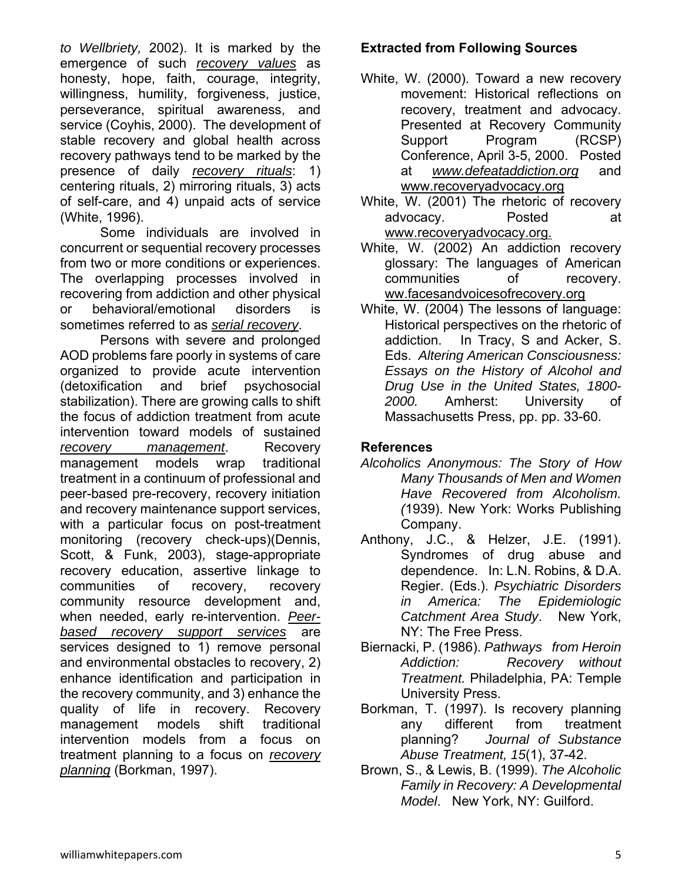*to Wellbriety,* 2002). It is marked by the emergence of such *recovery values* as honesty, hope, faith, courage, integrity, willingness, humility, forgiveness, justice, perseverance, spiritual awareness, and service (Coyhis, 2000). The development of stable recovery and global health across recovery pathways tend to be marked by the presence of daily *recovery rituals*: 1) centering rituals, 2) mirroring rituals, 3) acts of self-care, and 4) unpaid acts of service (White, 1996).

Some individuals are involved in concurrent or sequential recovery processes from two or more conditions or experiences. The overlapping processes involved in recovering from addiction and other physical or behavioral/emotional disorders is sometimes referred to as *serial recovery*.

Persons with severe and prolonged AOD problems fare poorly in systems of care organized to provide acute intervention (detoxification and brief psychosocial stabilization). There are growing calls to shift the focus of addiction treatment from acute intervention toward models of sustained *recovery management*. Recovery management models wrap traditional treatment in a continuum of professional and peer-based pre-recovery, recovery initiation and recovery maintenance support services, with a particular focus on post-treatment monitoring (recovery check-ups)(Dennis, Scott, & Funk, 2003), stage-appropriate recovery education, assertive linkage to communities of recovery, recovery community resource development and, when needed, early re-intervention. *Peer-based recovery support services* are services designed to 1) remove personal and environmental obstacles to recovery, 2) enhance identification and participation in the recovery community, and 3) enhance the quality of life in recovery. Recovery management models shift traditional intervention models from a focus on treatment planning to a focus on *recovery planning* (Borkman, 1997).

**Extracted from Following Sources**

White, W. (2000). Toward a new recovery movement: Historical reflections on recovery, treatment and advocacy. Presented at Recovery Community Support Program (RCSP) Conference, April 3-5, 2000. Posted at *www.defeataddiction.org* and www.recoveryadvocacy.org

White, W. (2001) The rhetoric of recovery advocacy. Posted at www.recoveryadvocacy.org.

White, W. (2002) An addiction recovery glossary: The languages of American communities of recovery. ww.facesandvoicesofrecovery.org

White, W. (2004) The lessons of language: Historical perspectives on the rhetoric of addiction. In Tracy, S and Acker, S. Eds. *Altering American Consciousness: Essays on the History of Alcohol and Drug Use in the United States, 1800-2000.* Amherst: University of Massachusetts Press, pp. pp. 33-60.

**References**

*Alcoholics Anonymous: The Story of How Many Thousands of Men and Women Have Recovered from Alcoholism. (*1939). New York: Works Publishing Company.

Anthony, J.C., & Helzer, J.E. (1991). Syndromes of drug abuse and dependence. In: L.N. Robins, & D.A. Regier. (Eds.). *Psychiatric Disorders in America: The Epidemiologic Catchment Area Study*. New York, NY: The Free Press.

Biernacki, P. (1986). *Pathways from Heroin Addiction: Recovery without Treatment.* Philadelphia, PA: Temple University Press.

Borkman, T. (1997). Is recovery planning any different from treatment planning? *Journal of Substance Abuse Treatment, 15*(1), 37-42.

Brown, S., & Lewis, B. (1999). *The Alcoholic Family in Recovery: A Developmental Model*. New York, NY: Guilford.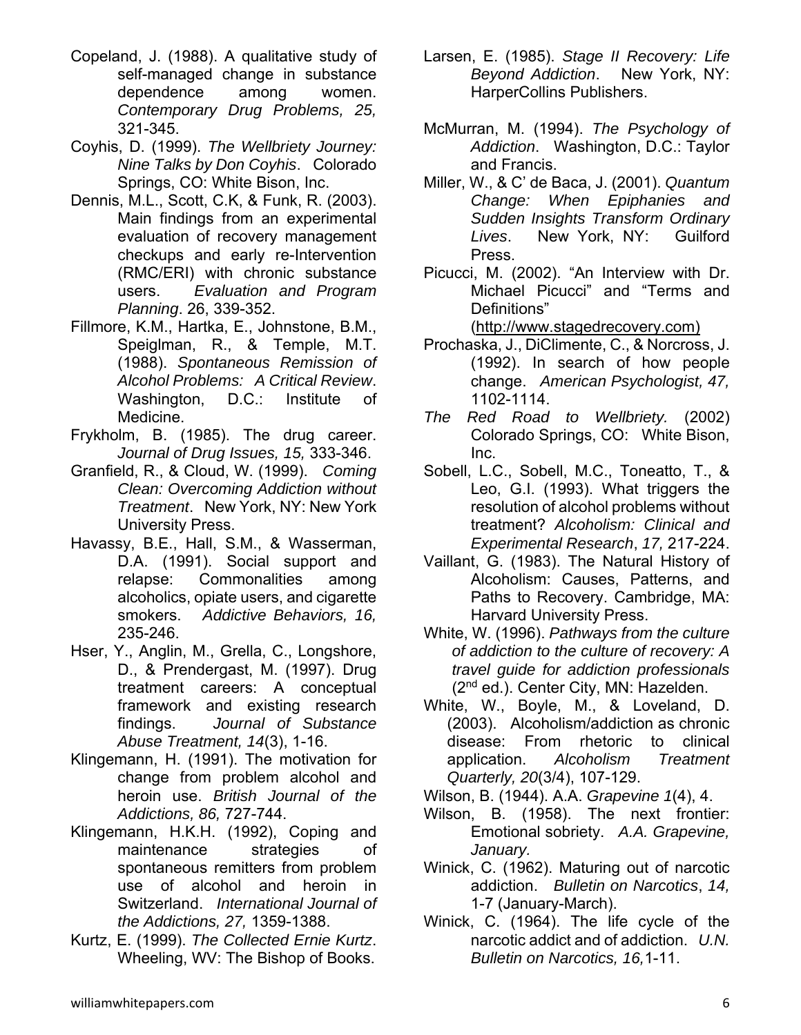Copeland, J. (1988). A qualitative study of self-managed change in substance dependence among women. *Contemporary Drug Problems, 25,* 321-345.

Coyhis, D. (1999). *The Wellbriety Journey: Nine Talks by Don Coyhis*. Colorado Springs, CO: White Bison, Inc.

Dennis, M.L., Scott, C.K, & Funk, R. (2003). Main findings from an experimental evaluation of recovery management checkups and early re-Intervention (RMC/ERI) with chronic substance users. *Evaluation and Program Planning*. 26, 339-352.

Fillmore, K.M., Hartka, E., Johnstone, B.M., Speiglman, R., & Temple, M.T. (1988). *Spontaneous Remission of Alcohol Problems: A Critical Review*. Washington, D.C.: Institute of Medicine.

Frykholm, B. (1985). The drug career. *Journal of Drug Issues, 15,* 333-346.

Granfield, R., & Cloud, W. (1999). *Coming Clean: Overcoming Addiction without Treatment*. New York, NY: New York University Press.

Havassy, B.E., Hall, S.M., & Wasserman, D.A. (1991). Social support and relapse: Commonalities among alcoholics, opiate users, and cigarette smokers. *Addictive Behaviors, 16,* 235-246.

Hser, Y., Anglin, M., Grella, C., Longshore, D., & Prendergast, M. (1997). Drug treatment careers: A conceptual framework and existing research findings. *Journal of Substance Abuse Treatment, 14*(3), 1-16.

Klingemann, H. (1991). The motivation for change from problem alcohol and heroin use. *British Journal of the Addictions, 86,* 727-744.

Klingemann, H.K.H. (1992), Coping and maintenance strategies of spontaneous remitters from problem use of alcohol and heroin in Switzerland. *International Journal of the Addictions, 27,* 1359-1388.

Kurtz, E. (1999). *The Collected Ernie Kurtz*. Wheeling, WV: The Bishop of Books.

Larsen, E. (1985). *Stage II Recovery: Life Beyond Addiction*. New York, NY: HarperCollins Publishers.

McMurran, M. (1994). *The Psychology of Addiction*. Washington, D.C.: Taylor and Francis.

Miller, W., & C' de Baca, J. (2001). *Quantum Change: When Epiphanies and Sudden Insights Transform Ordinary Lives*. New York, NY: Guilford Press.

Picucci, M. (2002). "An Interview with Dr. Michael Picucci" and "Terms and Definitions" (http://www.stagedrecovery.com)

Prochaska, J., DiClimente, C., & Norcross, J. (1992). In search of how people change. *American Psychologist, 47,* 1102-1114.

*The Red Road to Wellbriety.* (2002) Colorado Springs, CO: White Bison, Inc.

Sobell, L.C., Sobell, M.C., Toneatto, T., & Leo, G.I. (1993). What triggers the resolution of alcohol problems without treatment? *Alcoholism: Clinical and Experimental Research*, *17,* 217-224.

Vaillant, G. (1983). The Natural History of Alcoholism: Causes, Patterns, and Paths to Recovery. Cambridge, MA: Harvard University Press.

White, W. (1996). *Pathways from the culture of addiction to the culture of recovery: A travel guide for addiction professionals* (2nd ed.). Center City, MN: Hazelden.

White, W., Boyle, M., & Loveland, D. (2003). Alcoholism/addiction as chronic disease: From rhetoric to clinical application. *Alcoholism Treatment Quarterly, 20*(3/4), 107-129.

Wilson, B. (1944). A.A. *Grapevine 1*(4), 4.

Wilson, B. (1958). The next frontier: Emotional sobriety. *A.A. Grapevine, January.*

Winick, C. (1962). Maturing out of narcotic addiction. *Bulletin on Narcotics*, *14,* 1-7 (January-March).

Winick, C. (1964). The life cycle of the narcotic addict and of addiction. *U.N. Bulletin on Narcotics, 16,*1-11.